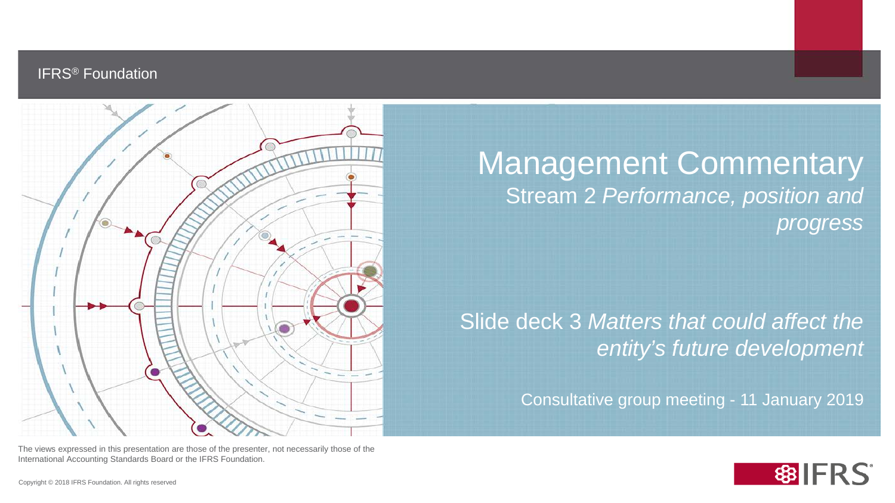IFRS® Foundation

# Management Commentary

## Stream 2 *Performance, position and progress*

## Slide deck 3 *Matters that could affect the entity's future development*

Consultative group meeting - 11 January 2019

The views expressed in this presentation are those of the presenter, not necessarily those of the International Accounting Standards Board or the IFRS Foundation.

Copyright © 2018 IFRS Foundation. All rights reserved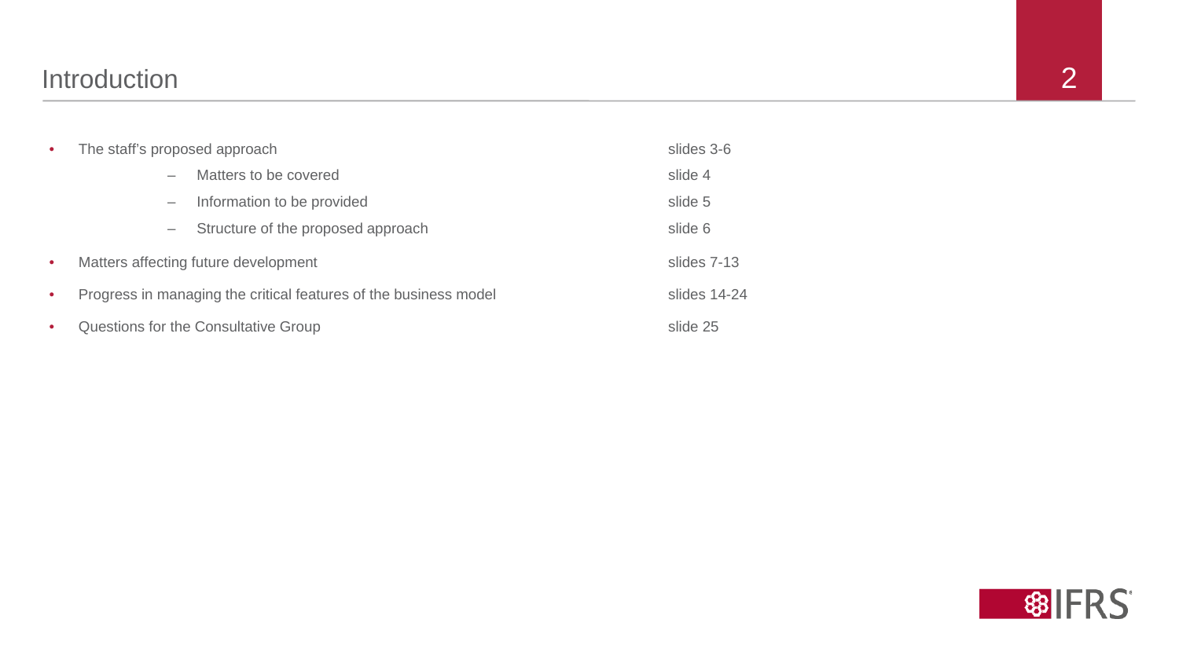# Introduction

| | |
|---|---|
| • The staff's proposed approach | slides 3-6 |
| – Matters to be covered | slide 4 |
| – Information to be provided | slide 5 |
| – Structure of the proposed approach | slide 6 |
| • Matters affecting future development | slides 7-13 |
| • Progress in managing the critical features of the business model | slides 14-24 |
| • Questions for the Consultative Group | slide 25 |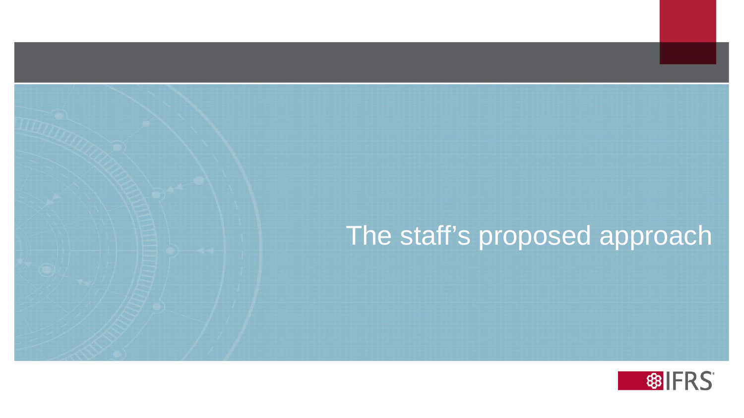# The staff’s proposed approach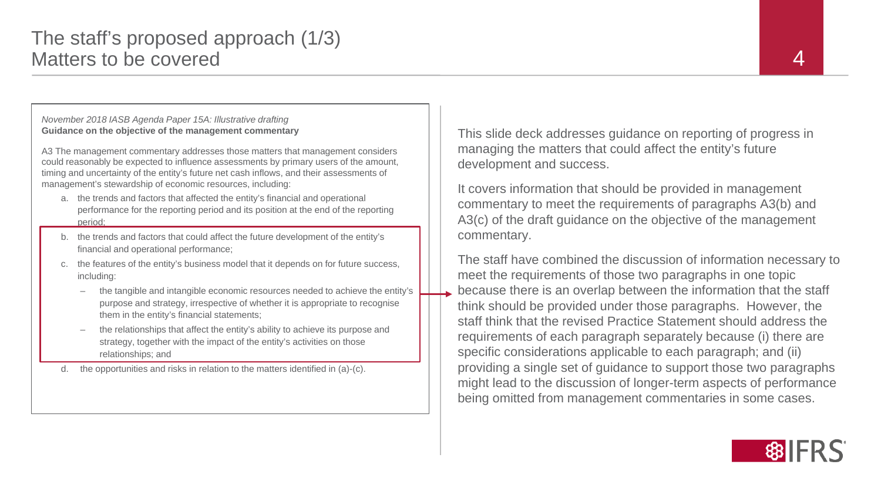# The staff's proposed approach (1/3)
## Matters to be covered

*November 2018 IASB Agenda Paper 15A: Illustrative drafting*
**Guidance on the objective of the management commentary**

A3 The management commentary addresses those matters that management considers could reasonably be expected to influence assessments by primary users of the amount, timing and uncertainty of the entity's future net cash inflows, and their assessments of management's stewardship of economic resources, including:

a. the trends and factors that affected the entity's financial and operational performance for the reporting period and its position at the end of the reporting period;

b. the trends and factors that could affect the future development of the entity's financial and operational performance;

c. the features of the entity's business model that it depends on for future success, including:

   – the tangible and intangible economic resources needed to achieve the entity's purpose and strategy, irrespective of whether it is appropriate to recognise them in the entity's financial statements;

   – the relationships that affect the entity's ability to achieve its purpose and strategy, together with the impact of the entity's activities on those relationships; and

d. the opportunities and risks in relation to the matters identified in (a)-(c).

This slide deck addresses guidance on reporting of progress in managing the matters that could affect the entity's future development and success.

It covers information that should be provided in management commentary to meet the requirements of paragraphs A3(b) and A3(c) of the draft guidance on the objective of the management commentary.

The staff have combined the discussion of information necessary to meet the requirements of those two paragraphs in one topic because there is an overlap between the information that the staff think should be provided under those paragraphs. However, the staff think that the revised Practice Statement should address the requirements of each paragraph separately because (i) there are specific considerations applicable to each paragraph; and (ii) providing a single set of guidance to support those two paragraphs might lead to the discussion of longer-term aspects of performance being omitted from management commentaries in some cases.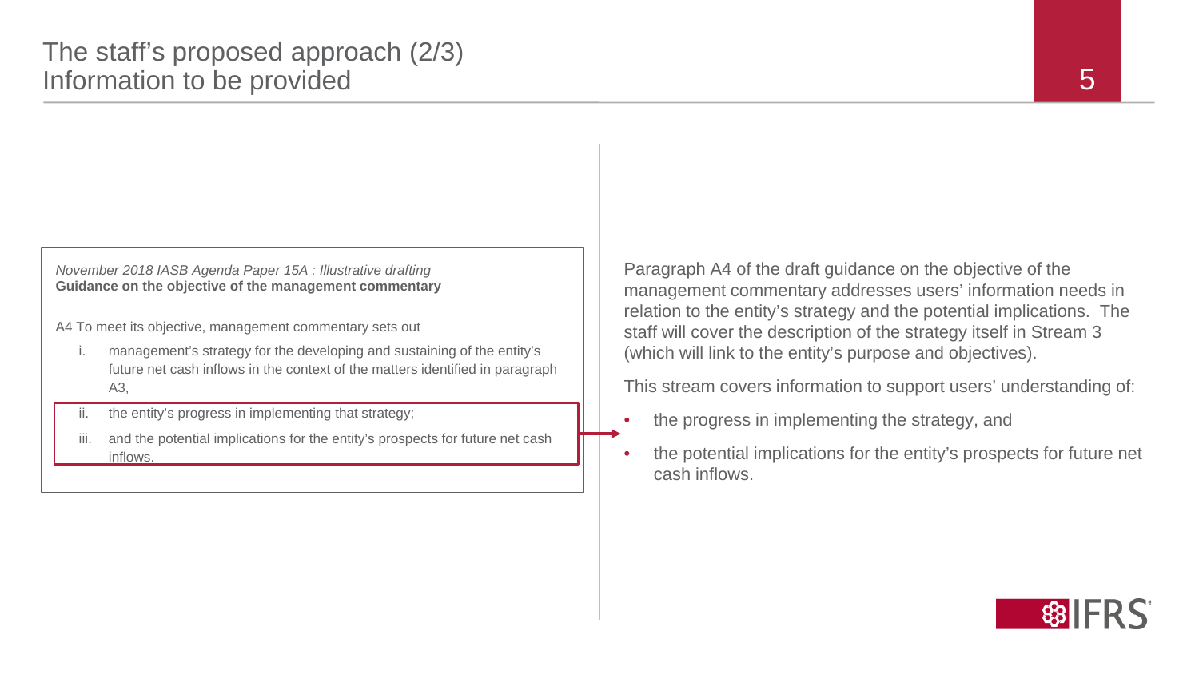# The staff's proposed approach (2/3)
## Information to be provided

*November 2018 IASB Agenda Paper 15A : Illustrative drafting*
**Guidance on the objective of the management commentary**

A4 To meet its objective, management commentary sets out

i. management's strategy for the developing and sustaining of the entity's future net cash inflows in the context of the matters identified in paragraph A3,

ii. the entity's progress in implementing that strategy;

iii. and the potential implications for the entity's prospects for future net cash inflows.

Paragraph A4 of the draft guidance on the objective of the management commentary addresses users' information needs in relation to the entity's strategy and the potential implications. The staff will cover the description of the strategy itself in Stream 3 (which will link to the entity's purpose and objectives).

This stream covers information to support users' understanding of:

- the progress in implementing the strategy, and
- the potential implications for the entity's prospects for future net cash inflows.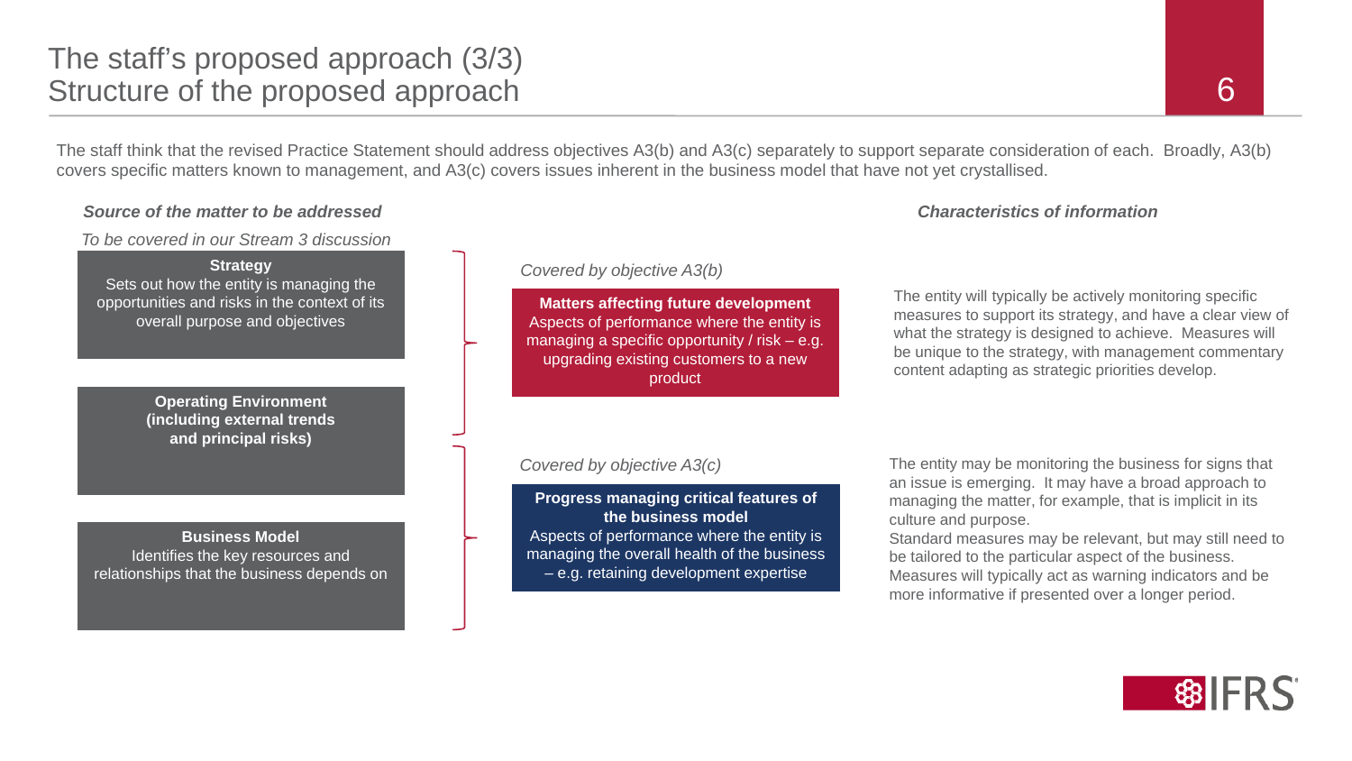# The staff's proposed approach (3/3)
## Structure of the proposed approach

The staff think that the revised Practice Statement should address objectives A3(b) and A3(c) separately to support separate consideration of each. Broadly, A3(b) covers specific matters known to management, and A3(c) covers issues inherent in the business model that have not yet crystallised.

***Source of the matter to be addressed***

*To be covered in our Stream 3 discussion*

**Strategy**
Sets out how the entity is managing the opportunities and risks in the context of its overall purpose and objectives

**Operating Environment (including external trends and principal risks)**

**Business Model**
Identifies the key resources and relationships that the business depends on

***Characteristics of information***

*Covered by objective A3(b)*

**Matters affecting future development**
Aspects of performance where the entity is managing a specific opportunity / risk – e.g. upgrading existing customers to a new product

The entity will typically be actively monitoring specific measures to support its strategy, and have a clear view of what the strategy is designed to achieve. Measures will be unique to the strategy, with management commentary content adapting as strategic priorities develop.

*Covered by objective A3(c)*

**Progress managing critical features of the business model**
Aspects of performance where the entity is managing the overall health of the business – e.g. retaining development expertise

The entity may be monitoring the business for signs that an issue is emerging. It may have a broad approach to managing the matter, for example, that is implicit in its culture and purpose.
Standard measures may be relevant, but may still need to be tailored to the particular aspect of the business. Measures will typically act as warning indicators and be more informative if presented over a longer period.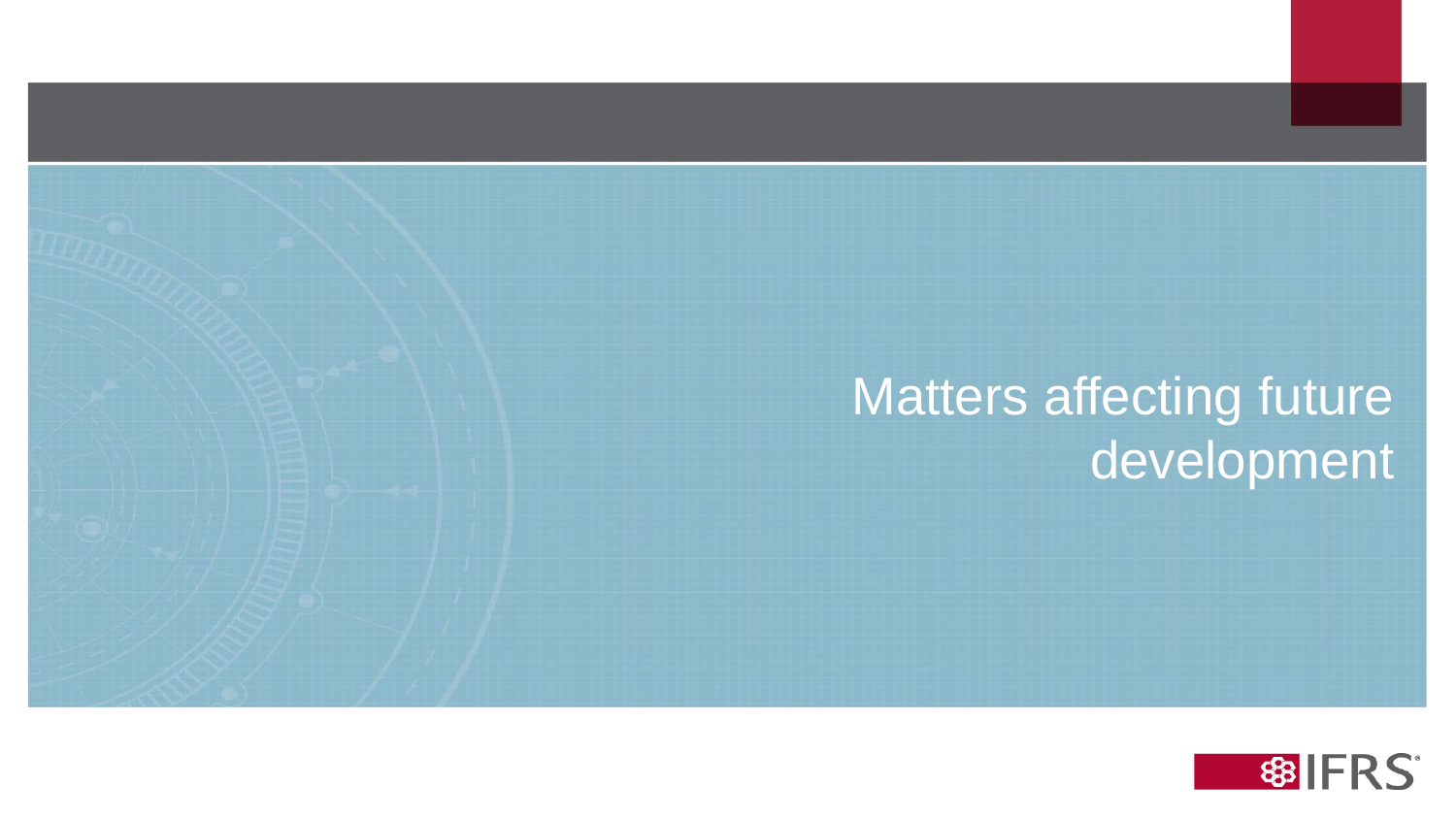# Matters affecting future development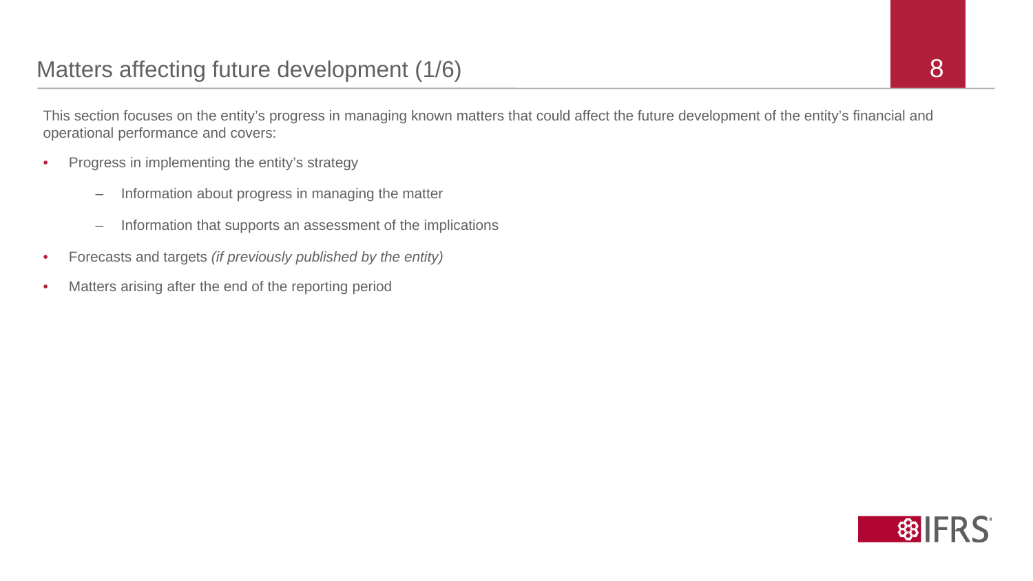# Matters affecting future development (1/6)

This section focuses on the entity's progress in managing known matters that could affect the future development of the entity's financial and operational performance and covers:

- Progress in implementing the entity's strategy
  - Information about progress in managing the matter
  - Information that supports an assessment of the implications
- Forecasts and targets *(if previously published by the entity)*
- Matters arising after the end of the reporting period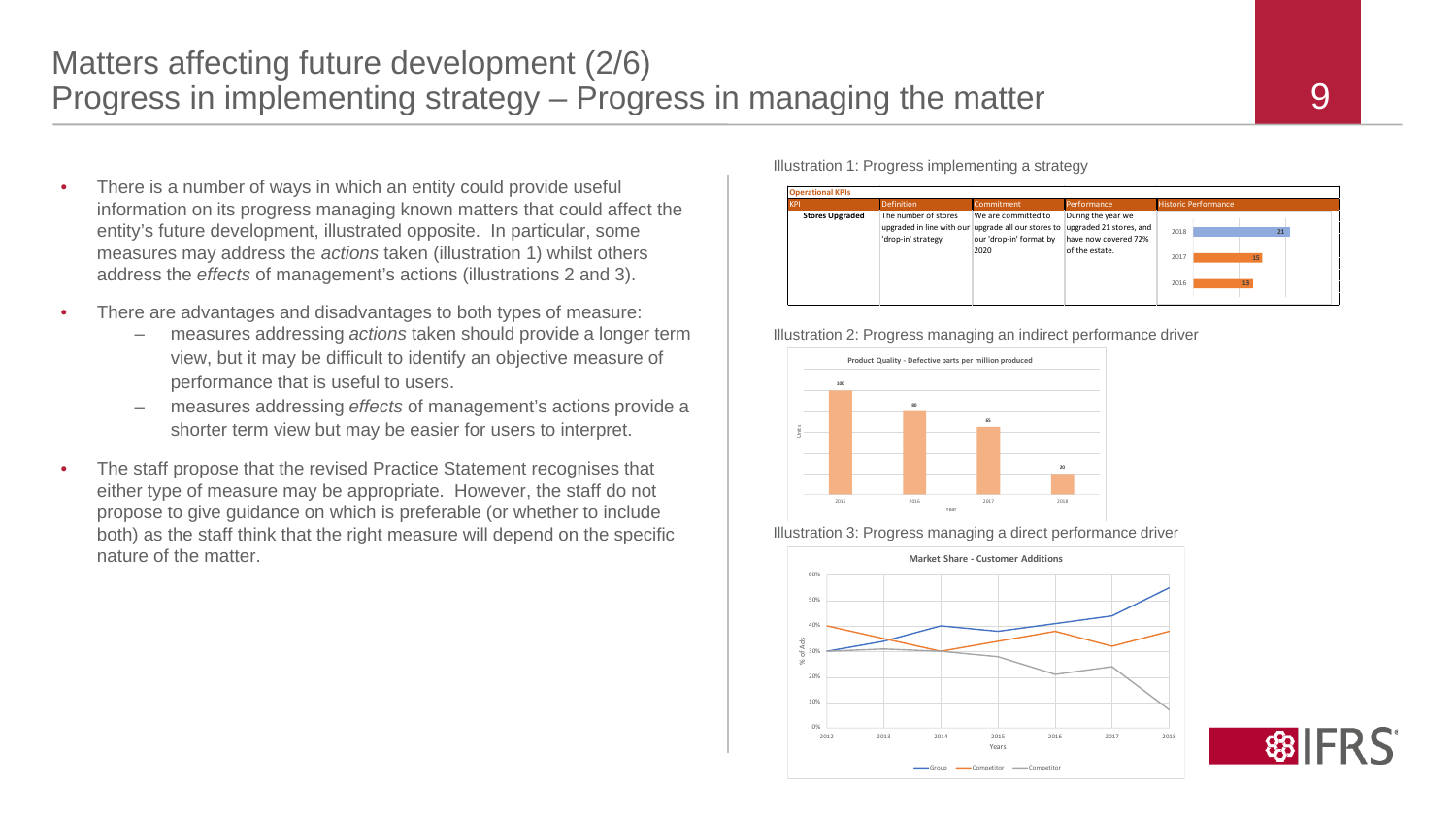# Matters affecting future development (2/6)
## Progress in implementing strategy – Progress in managing the matter

- There is a number of ways in which an entity could provide useful information on its progress managing known matters that could affect the entity's future development, illustrated opposite. In particular, some measures may address the *actions* taken (illustration 1) whilst others address the *effects* of management's actions (illustrations 2 and 3).
- There are advantages and disadvantages to both types of measure:
  - measures addressing *actions* taken should provide a longer term view, but it may be difficult to identify an objective measure of performance that is useful to users.
  - measures addressing *effects* of management's actions provide a shorter term view but may be easier for users to interpret.
- The staff propose that the revised Practice Statement recognises that either type of measure may be appropriate. However, the staff do not propose to give guidance on which is preferable (or whether to include both) as the staff think that the right measure will depend on the specific nature of the matter.

Illustration 1: Progress implementing a strategy

**Operational KPIs**

| KPI | Definition | Commitment | Performance | Historic Performance |
|---|---|---|---|---|
| **Stores Upgraded** | The number of stores upgraded in line with our 'drop-in' strategy | We are committed to upgrade all our stores to our 'drop-in' format by 2020 | During the year we upgraded 21 stores, and have now covered 72% of the estate. | 2018: 21; 2017: 15; 2016: 13 |

Illustration 2: Progress managing an indirect performance driver

**Product Quality - Defective parts per million produced**

| Year | Units |
|---|---|
| 2015 | 100 |
| 2016 | 80 |
| 2017 | 65 |
| 2018 | 20 |

Illustration 3: Progress managing a direct performance driver

**Market Share - Customer Additions**

(Line chart: % of Ads by Years, 2012–2018; series: Group, Competitor, Competitor)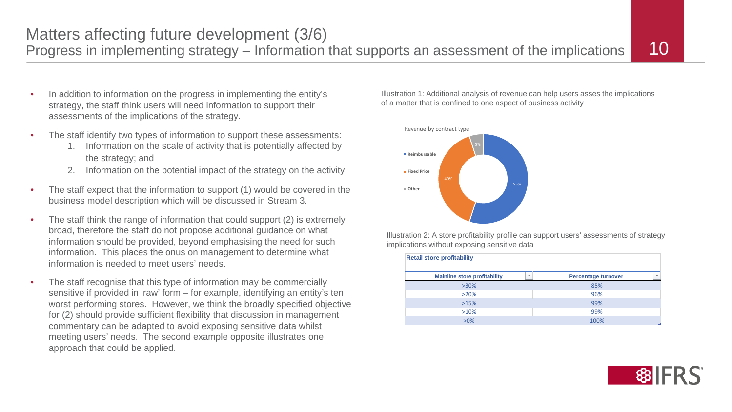# Matters affecting future development (3/6)

## Progress in implementing strategy – Information that supports an assessment of the implications

- In addition to information on the progress in implementing the entity's strategy, the staff think users will need information to support their assessments of the implications of the strategy.
- The staff identify two types of information to support these assessments:
  1. Information on the scale of activity that is potentially affected by the strategy; and
  2. Information on the potential impact of the strategy on the activity.
- The staff expect that the information to support (1) would be covered in the business model description which will be discussed in Stream 3.
- The staff think the range of information that could support (2) is extremely broad, therefore the staff do not propose additional guidance on what information should be provided, beyond emphasising the need for such information. This places the onus on management to determine what information is needed to meet users' needs.
- The staff recognise that this type of information may be commercially sensitive if provided in 'raw' form – for example, identifying an entity's ten worst performing stores. However, we think the broadly specified objective for (2) should provide sufficient flexibility that discussion in management commentary can be adapted to avoid exposing sensitive data whilst meeting users' needs. The second example opposite illustrates one approach that could be applied.

Illustration 1: Additional analysis of revenue can help users asses the implications of a matter that is confined to one aspect of business activity

Revenue by contract type

| Contract type | Share |
|---|---|
| Reimbursable | 55% |
| Fixed Price | 40% |
| Other | 5% |

Illustration 2: A store profitability profile can support users' assessments of strategy implications without exposing sensitive data

**Retail store profitability**

| Mainline store profitability | Percentage turnover |
|---|---|
| >30% | 85% |
| >20% | 96% |
| >15% | 99% |
| >10% | 99% |
| >0% | 100% |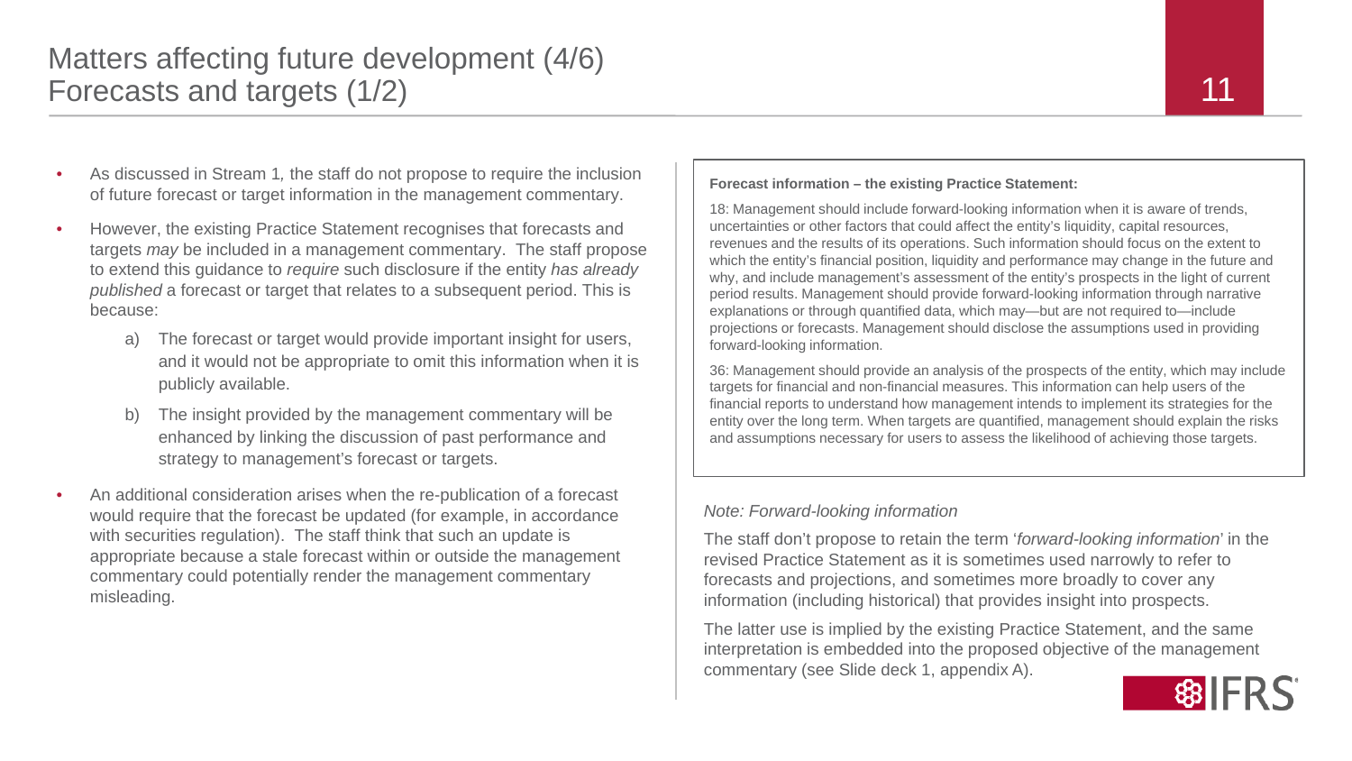# Matters affecting future development (4/6)
## Forecasts and targets (1/2)

- As discussed in Stream 1, the staff do not propose to require the inclusion of future forecast or target information in the management commentary.
- However, the existing Practice Statement recognises that forecasts and targets *may* be included in a management commentary. The staff propose to extend this guidance to *require* such disclosure if the entity *has already published* a forecast or target that relates to a subsequent period. This is because:
  a) The forecast or target would provide important insight for users, and it would not be appropriate to omit this information when it is publicly available.
  b) The insight provided by the management commentary will be enhanced by linking the discussion of past performance and strategy to management's forecast or targets.
- An additional consideration arises when the re-publication of a forecast would require that the forecast be updated (for example, in accordance with securities regulation). The staff think that such an update is appropriate because a stale forecast within or outside the management commentary could potentially render the management commentary misleading.

**Forecast information – the existing Practice Statement:**

18: Management should include forward-looking information when it is aware of trends, uncertainties or other factors that could affect the entity's liquidity, capital resources, revenues and the results of its operations. Such information should focus on the extent to which the entity's financial position, liquidity and performance may change in the future and why, and include management's assessment of the entity's prospects in the light of current period results. Management should provide forward-looking information through narrative explanations or through quantified data, which may—but are not required to—include projections or forecasts. Management should disclose the assumptions used in providing forward-looking information.

36: Management should provide an analysis of the prospects of the entity, which may include targets for financial and non-financial measures. This information can help users of the financial reports to understand how management intends to implement its strategies for the entity over the long term. When targets are quantified, management should explain the risks and assumptions necessary for users to assess the likelihood of achieving those targets.

*Note: Forward-looking information*

The staff don't propose to retain the term '*forward-looking information*' in the revised Practice Statement as it is sometimes used narrowly to refer to forecasts and projections, and sometimes more broadly to cover any information (including historical) that provides insight into prospects.

The latter use is implied by the existing Practice Statement, and the same interpretation is embedded into the proposed objective of the management commentary (see Slide deck 1, appendix A).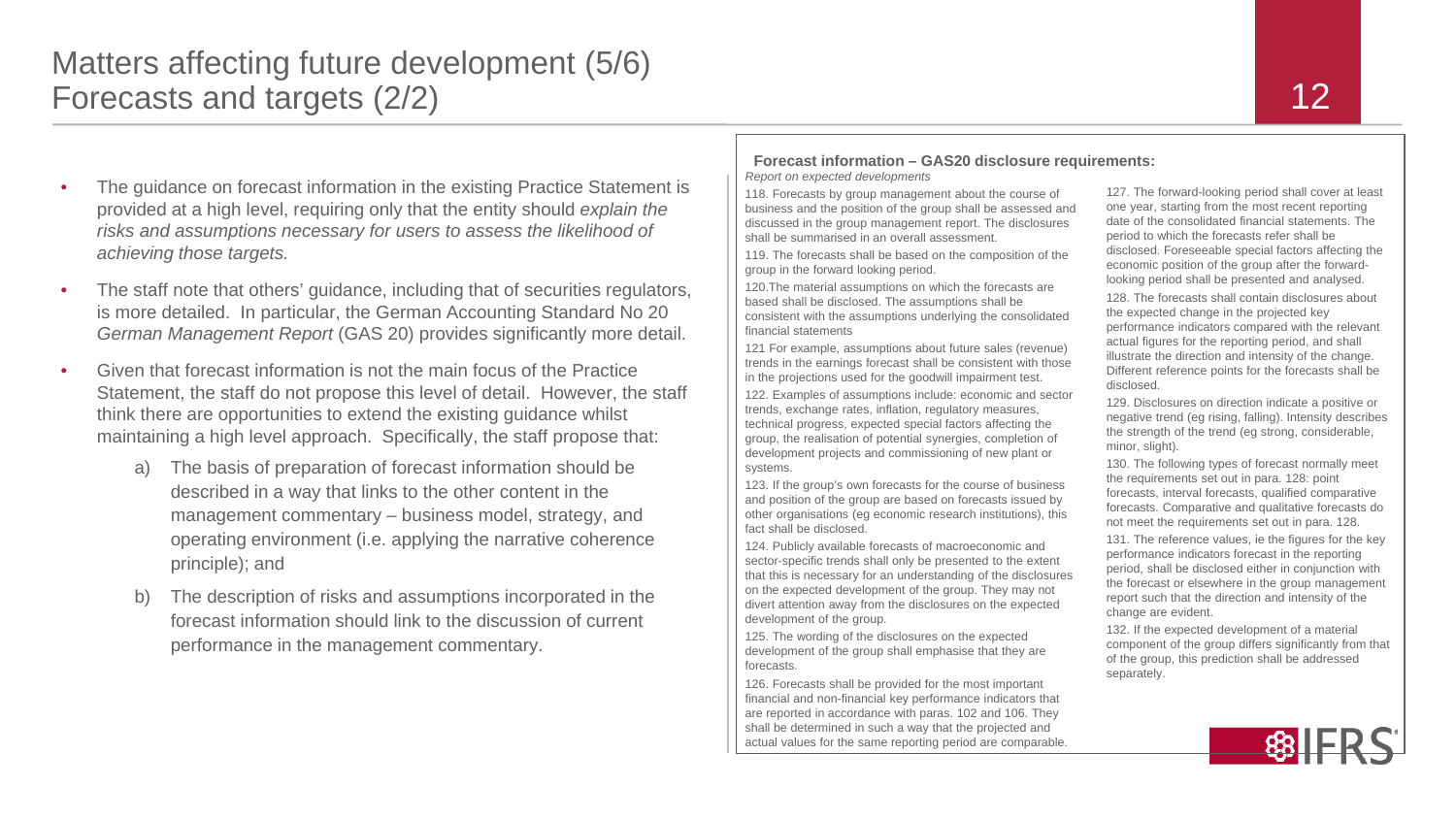# Matters affecting future development (5/6)
## Forecasts and targets (2/2)

- The guidance on forecast information in the existing Practice Statement is provided at a high level, requiring only that the entity should *explain the risks and assumptions necessary for users to assess the likelihood of achieving those targets.*
- The staff note that others' guidance, including that of securities regulators, is more detailed. In particular, the German Accounting Standard No 20 *German Management Report* (GAS 20) provides significantly more detail.
- Given that forecast information is not the main focus of the Practice Statement, the staff do not propose this level of detail. However, the staff think there are opportunities to extend the existing guidance whilst maintaining a high level approach. Specifically, the staff propose that:
  a) The basis of preparation of forecast information should be described in a way that links to the other content in the management commentary – business model, strategy, and operating environment (i.e. applying the narrative coherence principle); and
  b) The description of risks and assumptions incorporated in the forecast information should link to the discussion of current performance in the management commentary.

**Forecast information – GAS20 disclosure requirements:**

*Report on expected developments*

118. Forecasts by group management about the course of business and the position of the group shall be assessed and discussed in the group management report. The disclosures shall be summarised in an overall assessment.

119. The forecasts shall be based on the composition of the group in the forward looking period.

120.The material assumptions on which the forecasts are based shall be disclosed. The assumptions shall be consistent with the assumptions underlying the consolidated financial statements

121 For example, assumptions about future sales (revenue) trends in the earnings forecast shall be consistent with those in the projections used for the goodwill impairment test.

122. Examples of assumptions include: economic and sector trends, exchange rates, inflation, regulatory measures, technical progress, expected special factors affecting the group, the realisation of potential synergies, completion of development projects and commissioning of new plant or systems.

123. If the group's own forecasts for the course of business and position of the group are based on forecasts issued by other organisations (eg economic research institutions), this fact shall be disclosed.

124. Publicly available forecasts of macroeconomic and sector-specific trends shall only be presented to the extent that this is necessary for an understanding of the disclosures on the expected development of the group. They may not divert attention away from the disclosures on the expected development of the group.

125. The wording of the disclosures on the expected development of the group shall emphasise that they are forecasts.

126. Forecasts shall be provided for the most important financial and non-financial key performance indicators that are reported in accordance with paras. 102 and 106. They shall be determined in such a way that the projected and actual values for the same reporting period are comparable.

127. The forward-looking period shall cover at least one year, starting from the most recent reporting date of the consolidated financial statements. The period to which the forecasts refer shall be disclosed. Foreseeable special factors affecting the economic position of the group after the forward-looking period shall be presented and analysed.

128. The forecasts shall contain disclosures about the expected change in the projected key performance indicators compared with the relevant actual figures for the reporting period, and shall illustrate the direction and intensity of the change. Different reference points for the forecasts shall be disclosed.

129. Disclosures on direction indicate a positive or negative trend (eg rising, falling). Intensity describes the strength of the trend (eg strong, considerable, minor, slight).

130. The following types of forecast normally meet the requirements set out in para. 128: point forecasts, interval forecasts, qualified comparative forecasts. Comparative and qualitative forecasts do not meet the requirements set out in para. 128.

131. The reference values, ie the figures for the key performance indicators forecast in the reporting period, shall be disclosed either in conjunction with the forecast or elsewhere in the group management report such that the direction and intensity of the change are evident.

132. If the expected development of a material component of the group differs significantly from that of the group, this prediction shall be addressed separately.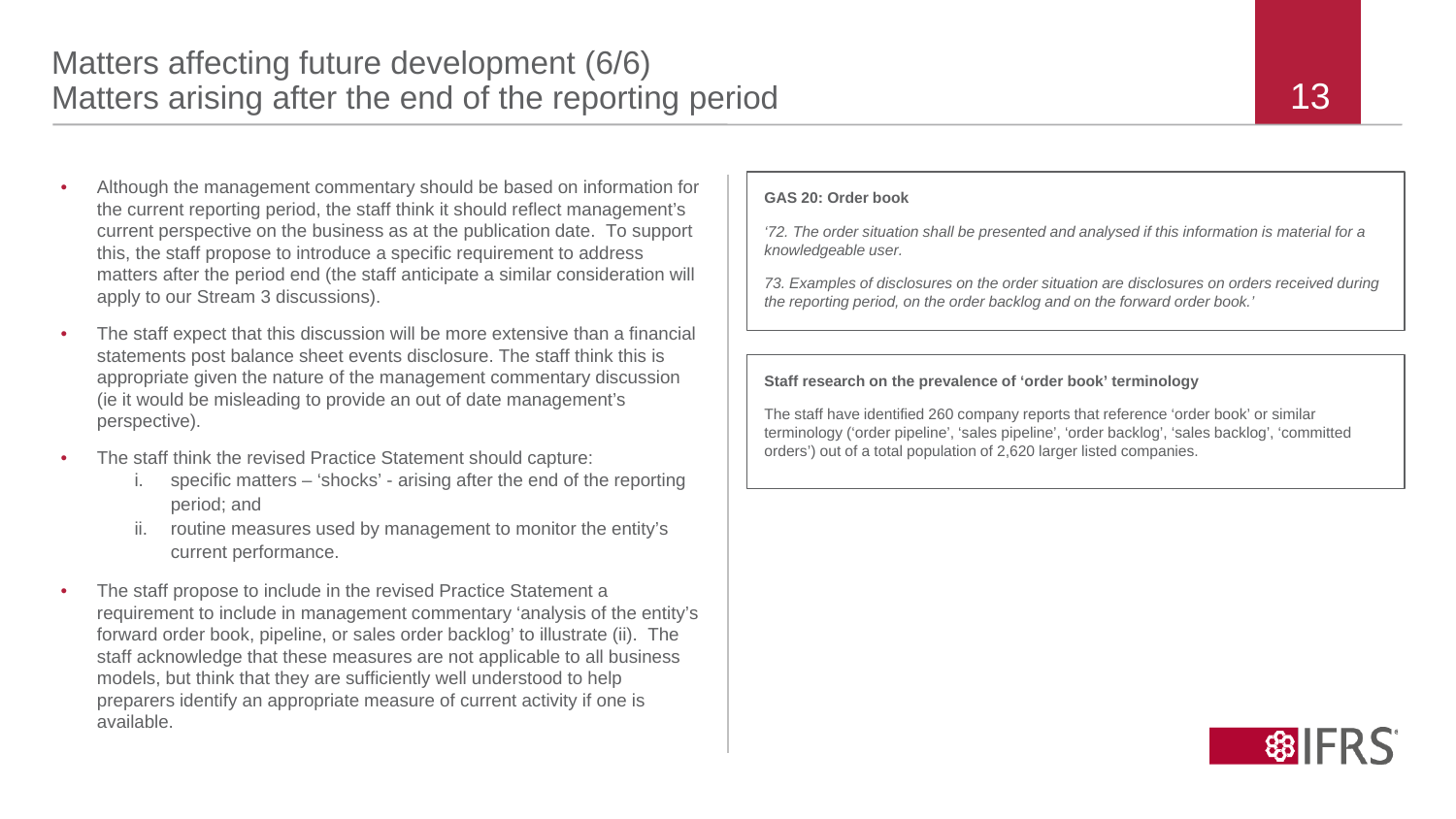# Matters affecting future development (6/6)
## Matters arising after the end of the reporting period

- Although the management commentary should be based on information for the current reporting period, the staff think it should reflect management's current perspective on the business as at the publication date. To support this, the staff propose to introduce a specific requirement to address matters after the period end (the staff anticipate a similar consideration will apply to our Stream 3 discussions).
- The staff expect that this discussion will be more extensive than a financial statements post balance sheet events disclosure. The staff think this is appropriate given the nature of the management commentary discussion (ie it would be misleading to provide an out of date management's perspective).
- The staff think the revised Practice Statement should capture:
  - i. specific matters – 'shocks' - arising after the end of the reporting period; and
  - ii. routine measures used by management to monitor the entity's current performance.
- The staff propose to include in the revised Practice Statement a requirement to include in management commentary 'analysis of the entity's forward order book, pipeline, or sales order backlog' to illustrate (ii). The staff acknowledge that these measures are not applicable to all business models, but think that they are sufficiently well understood to help preparers identify an appropriate measure of current activity if one is available.

**GAS 20: Order book**

*'72. The order situation shall be presented and analysed if this information is material for a knowledgeable user.*

*73. Examples of disclosures on the order situation are disclosures on orders received during the reporting period, on the order backlog and on the forward order book.'*

**Staff research on the prevalence of 'order book' terminology**

The staff have identified 260 company reports that reference 'order book' or similar terminology ('order pipeline', 'sales pipeline', 'order backlog', 'sales backlog', 'committed orders') out of a total population of 2,620 larger listed companies.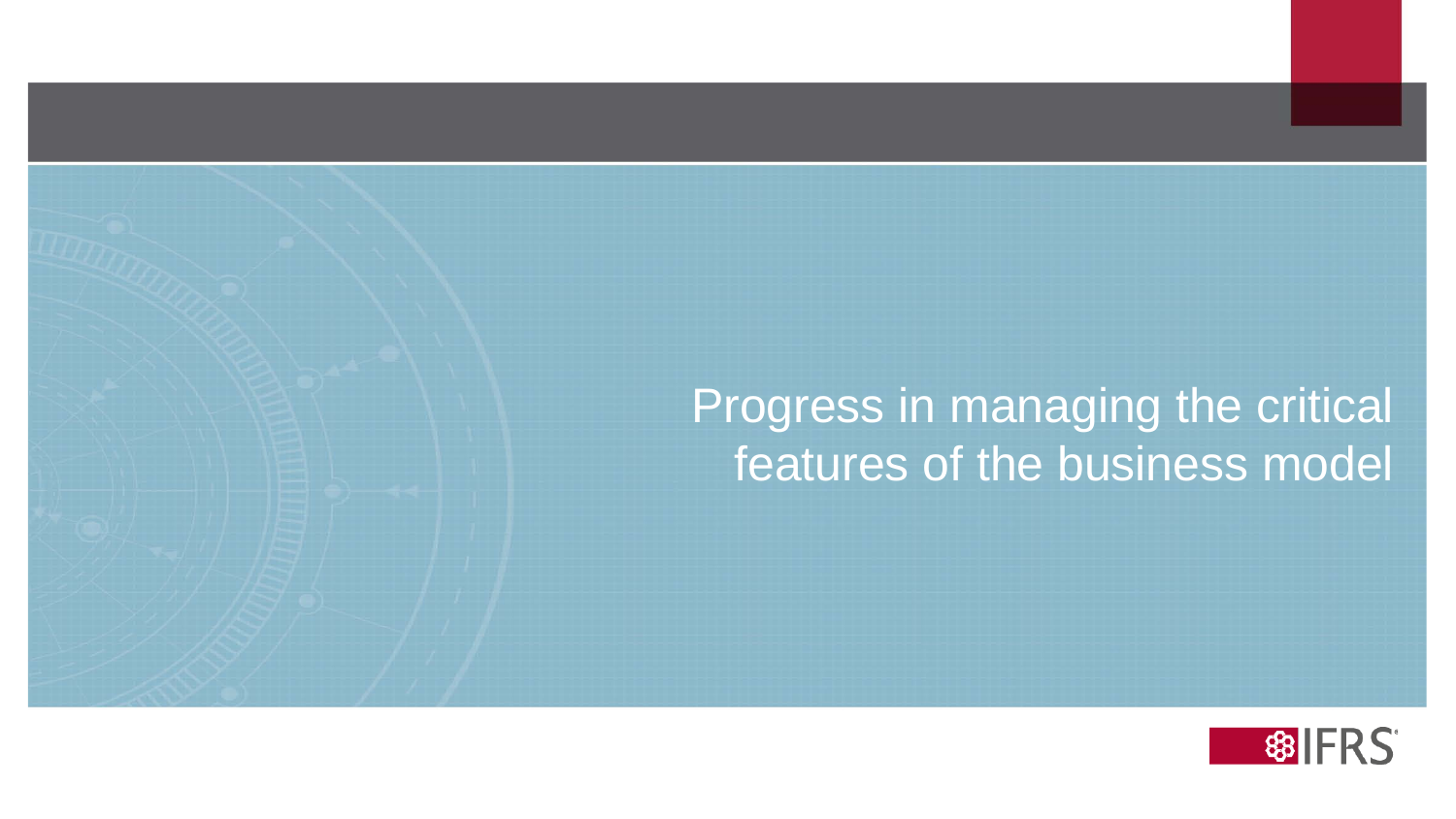# Progress in managing the critical features of the business model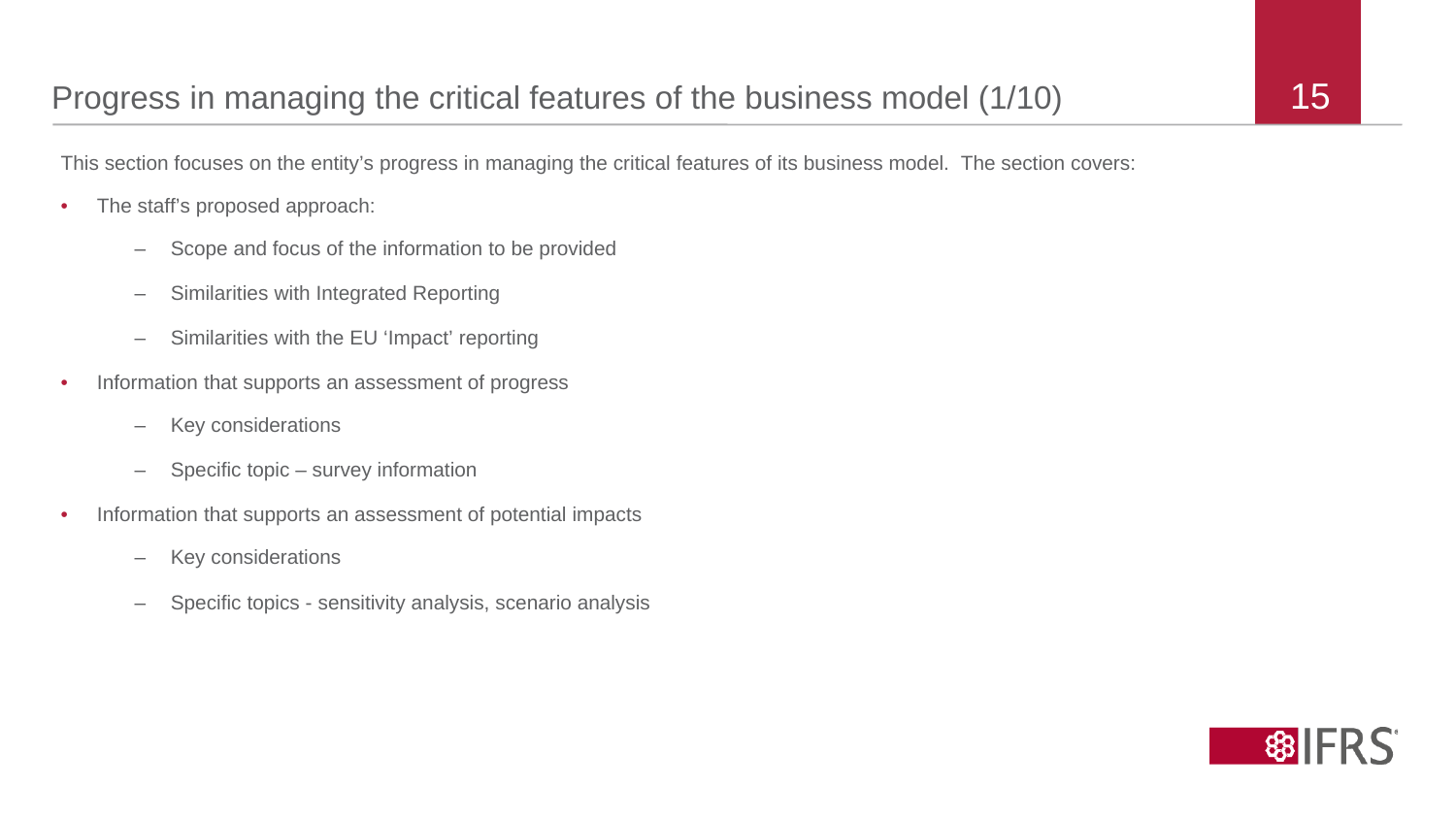# Progress in managing the critical features of the business model (1/10)

This section focuses on the entity's progress in managing the critical features of its business model. The section covers:

- The staff's proposed approach:
  - Scope and focus of the information to be provided
  - Similarities with Integrated Reporting
  - Similarities with the EU 'Impact' reporting
- Information that supports an assessment of progress
  - Key considerations
  - Specific topic – survey information
- Information that supports an assessment of potential impacts
  - Key considerations
  - Specific topics - sensitivity analysis, scenario analysis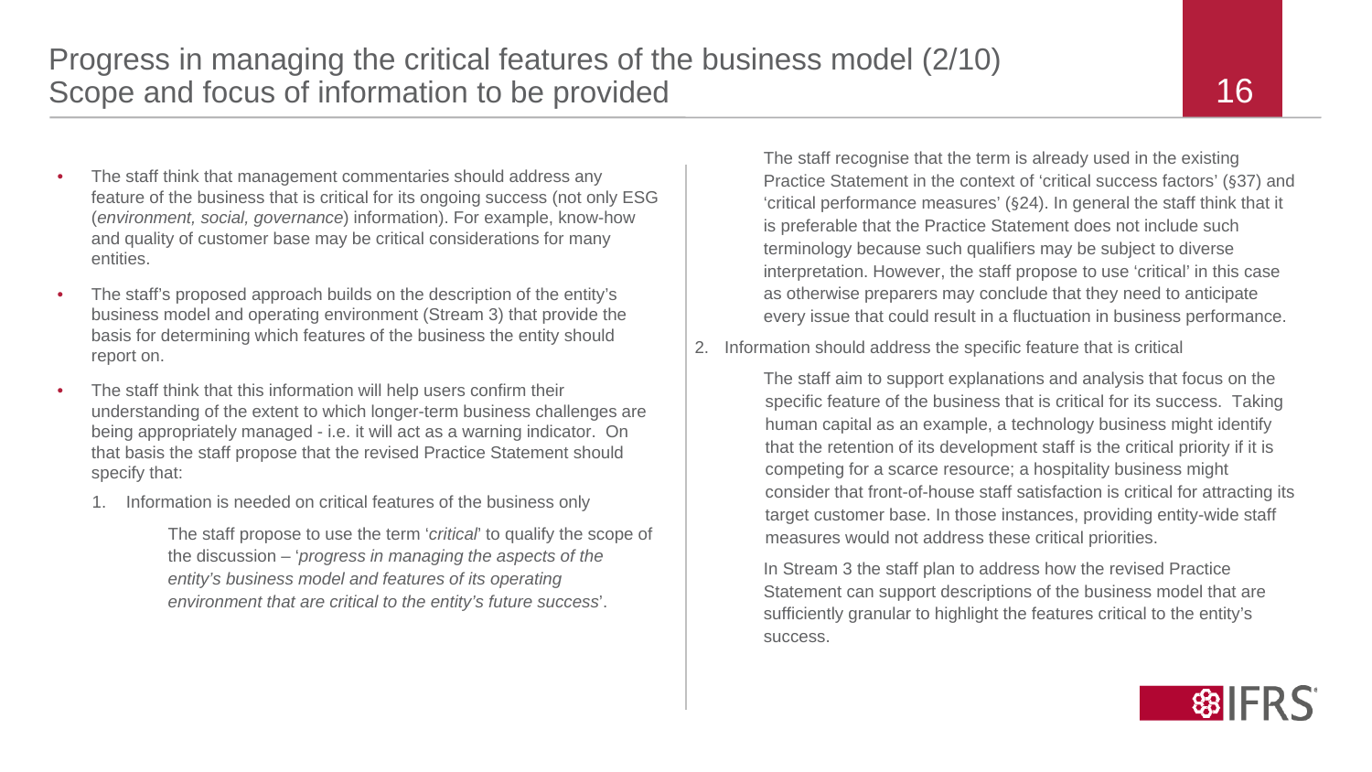# Progress in managing the critical features of the business model (2/10)
## Scope and focus of information to be provided

- The staff think that management commentaries should address any feature of the business that is critical for its ongoing success (not only ESG (*environment, social, governance*) information). For example, know-how and quality of customer base may be critical considerations for many entities.
- The staff's proposed approach builds on the description of the entity's business model and operating environment (Stream 3) that provide the basis for determining which features of the business the entity should report on.
- The staff think that this information will help users confirm their understanding of the extent to which longer-term business challenges are being appropriately managed - i.e. it will act as a warning indicator. On that basis the staff propose that the revised Practice Statement should specify that:
  1. Information is needed on critical features of the business only

     The staff propose to use the term '*critical*' to qualify the scope of the discussion – '*progress in managing the aspects of the entity's business model and features of its operating environment that are critical to the entity's future success*'.

     The staff recognise that the term is already used in the existing Practice Statement in the context of 'critical success factors' (§37) and 'critical performance measures' (§24). In general the staff think that it is preferable that the Practice Statement does not include such terminology because such qualifiers may be subject to diverse interpretation. However, the staff propose to use 'critical' in this case as otherwise preparers may conclude that they need to anticipate every issue that could result in a fluctuation in business performance.

  2. Information should address the specific feature that is critical

     The staff aim to support explanations and analysis that focus on the specific feature of the business that is critical for its success. Taking human capital as an example, a technology business might identify that the retention of its development staff is the critical priority if it is competing for a scarce resource; a hospitality business might consider that front-of-house staff satisfaction is critical for attracting its target customer base. In those instances, providing entity-wide staff measures would not address these critical priorities.

     In Stream 3 the staff plan to address how the revised Practice Statement can support descriptions of the business model that are sufficiently granular to highlight the features critical to the entity's success.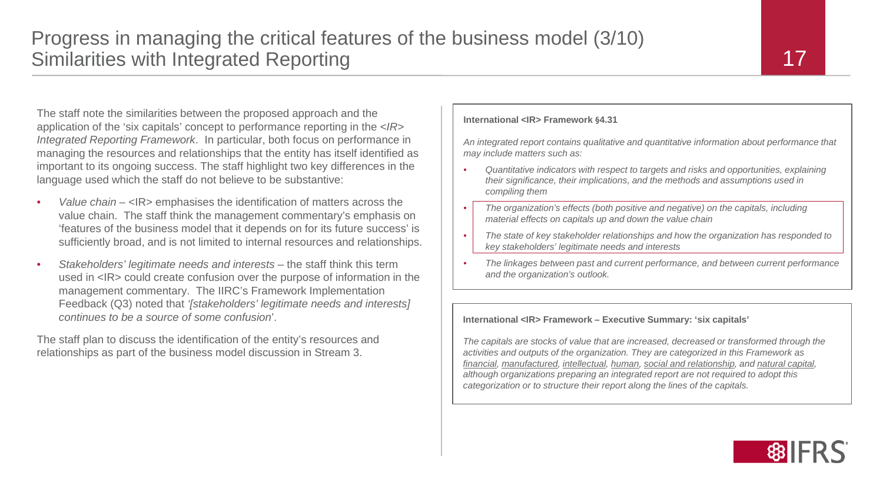# Progress in managing the critical features of the business model (3/10)
## Similarities with Integrated Reporting

The staff note the similarities between the proposed approach and the application of the 'six capitals' concept to performance reporting in the *<IR> Integrated Reporting Framework*. In particular, both focus on performance in managing the resources and relationships that the entity has itself identified as important to its ongoing success. The staff highlight two key differences in the language used which the staff do not believe to be substantive:

- *Value chain* – <IR> emphasises the identification of matters across the value chain. The staff think the management commentary's emphasis on 'features of the business model that it depends on for its future success' is sufficiently broad, and is not limited to internal resources and relationships.
- *Stakeholders' legitimate needs and interests* – the staff think this term used in <IR> could create confusion over the purpose of information in the management commentary. The IIRC's Framework Implementation Feedback (Q3) noted that *'[stakeholders' legitimate needs and interests] continues to be a source of some confusion*'.

The staff plan to discuss the identification of the entity's resources and relationships as part of the business model discussion in Stream 3.

**International <IR> Framework §4.31**

*An integrated report contains qualitative and quantitative information about performance that may include matters such as:*

- *Quantitative indicators with respect to targets and risks and opportunities, explaining their significance, their implications, and the methods and assumptions used in compiling them*
- *The organization's effects (both positive and negative) on the capitals, including material effects on capitals up and down the value chain*
- *The state of key stakeholder relationships and how the organization has responded to key stakeholders' legitimate needs and interests*
- *The linkages between past and current performance, and between current performance and the organization's outlook.*

**International <IR> Framework – Executive Summary: 'six capitals'**

*The capitals are stocks of value that are increased, decreased or transformed through the activities and outputs of the organization. They are categorized in this Framework as financial, manufactured, intellectual, human, social and relationship, and natural capital, although organizations preparing an integrated report are not required to adopt this categorization or to structure their report along the lines of the capitals.*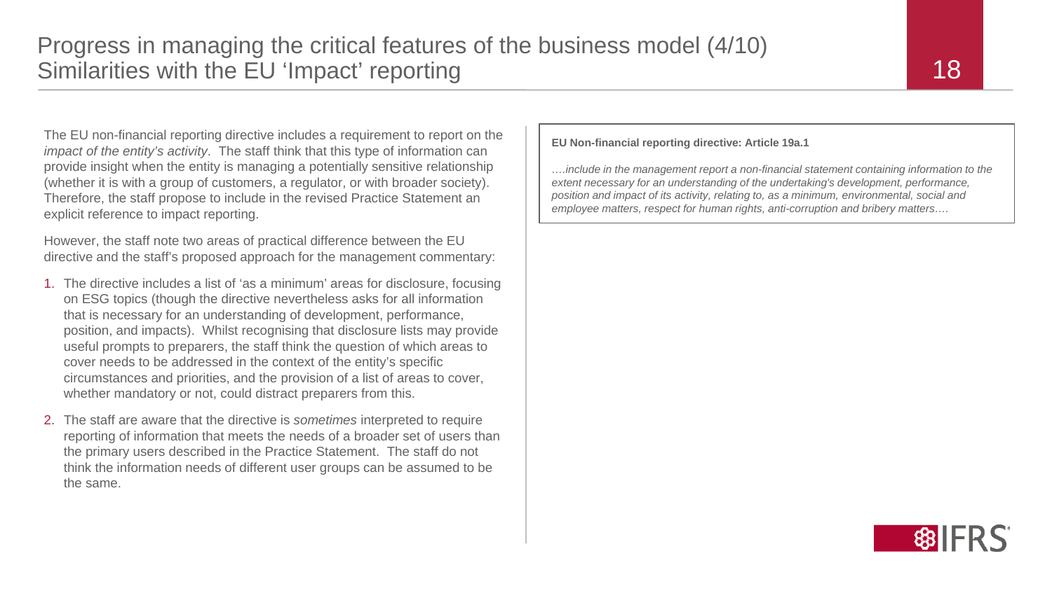# Progress in managing the critical features of the business model (4/10)
## Similarities with the EU 'Impact' reporting

The EU non-financial reporting directive includes a requirement to report on the *impact of the entity's activity*. The staff think that this type of information can provide insight when the entity is managing a potentially sensitive relationship (whether it is with a group of customers, a regulator, or with broader society). Therefore, the staff propose to include in the revised Practice Statement an explicit reference to impact reporting.

However, the staff note two areas of practical difference between the EU directive and the staff's proposed approach for the management commentary:

1. The directive includes a list of 'as a minimum' areas for disclosure, focusing on ESG topics (though the directive nevertheless asks for all information that is necessary for an understanding of development, performance, position, and impacts). Whilst recognising that disclosure lists may provide useful prompts to preparers, the staff think the question of which areas to cover needs to be addressed in the context of the entity's specific circumstances and priorities, and the provision of a list of areas to cover, whether mandatory or not, could distract preparers from this.
2. The staff are aware that the directive is *sometimes* interpreted to require reporting of information that meets the needs of a broader set of users than the primary users described in the Practice Statement. The staff do not think the information needs of different user groups can be assumed to be the same.

**EU Non-financial reporting directive: Article 19a.1**

*….include in the management report a non-financial statement containing information to the extent necessary for an understanding of the undertaking's development, performance, position and impact of its activity, relating to, as a minimum, environmental, social and employee matters, respect for human rights, anti-corruption and bribery matters….*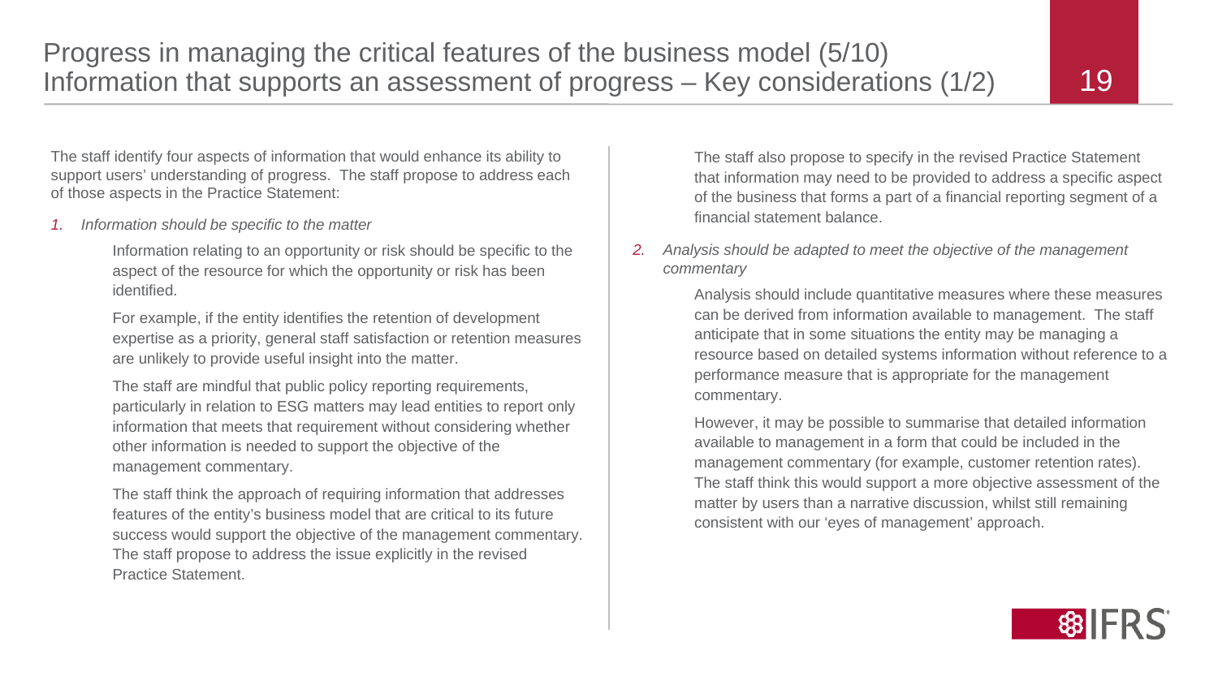# Progress in managing the critical features of the business model (5/10)
## Information that supports an assessment of progress – Key considerations (1/2)

The staff identify four aspects of information that would enhance its ability to support users' understanding of progress. The staff propose to address each of those aspects in the Practice Statement:

1. *Information should be specific to the matter*

   Information relating to an opportunity or risk should be specific to the aspect of the resource for which the opportunity or risk has been identified.

   For example, if the entity identifies the retention of development expertise as a priority, general staff satisfaction or retention measures are unlikely to provide useful insight into the matter.

   The staff are mindful that public policy reporting requirements, particularly in relation to ESG matters may lead entities to report only information that meets that requirement without considering whether other information is needed to support the objective of the management commentary.

   The staff think the approach of requiring information that addresses features of the entity's business model that are critical to its future success would support the objective of the management commentary. The staff propose to address the issue explicitly in the revised Practice Statement.

   The staff also propose to specify in the revised Practice Statement that information may need to be provided to address a specific aspect of the business that forms a part of a financial reporting segment of a financial statement balance.

2. *Analysis should be adapted to meet the objective of the management commentary*

   Analysis should include quantitative measures where these measures can be derived from information available to management. The staff anticipate that in some situations the entity may be managing a resource based on detailed systems information without reference to a performance measure that is appropriate for the management commentary.

   However, it may be possible to summarise that detailed information available to management in a form that could be included in the management commentary (for example, customer retention rates). The staff think this would support a more objective assessment of the matter by users than a narrative discussion, whilst still remaining consistent with our 'eyes of management' approach.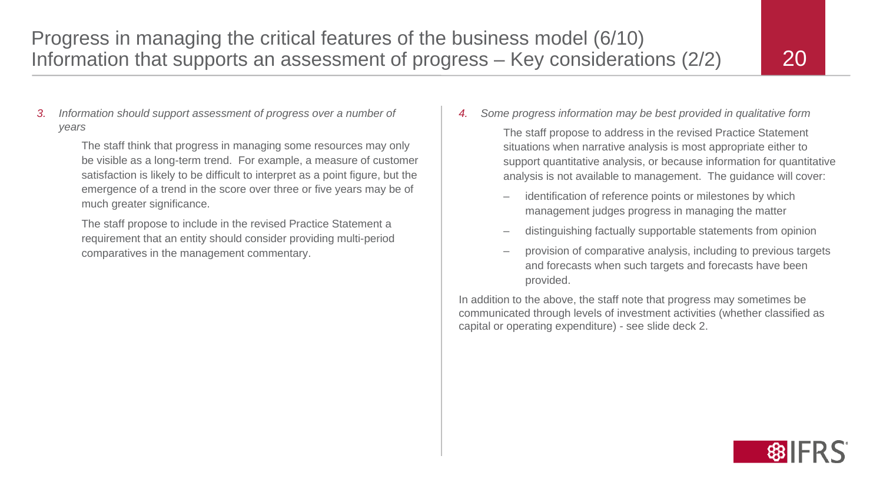# Progress in managing the critical features of the business model (6/10)
## Information that supports an assessment of progress – Key considerations (2/2)

3. *Information should support assessment of progress over a number of years*

   The staff think that progress in managing some resources may only be visible as a long-term trend. For example, a measure of customer satisfaction is likely to be difficult to interpret as a point figure, but the emergence of a trend in the score over three or five years may be of much greater significance.

   The staff propose to include in the revised Practice Statement a requirement that an entity should consider providing multi-period comparatives in the management commentary.

4. *Some progress information may be best provided in qualitative form*

   The staff propose to address in the revised Practice Statement situations when narrative analysis is most appropriate either to support quantitative analysis, or because information for quantitative analysis is not available to management. The guidance will cover:

   - identification of reference points or milestones by which management judges progress in managing the matter
   - distinguishing factually supportable statements from opinion
   - provision of comparative analysis, including to previous targets and forecasts when such targets and forecasts have been provided.

In addition to the above, the staff note that progress may sometimes be communicated through levels of investment activities (whether classified as capital or operating expenditure) - see slide deck 2.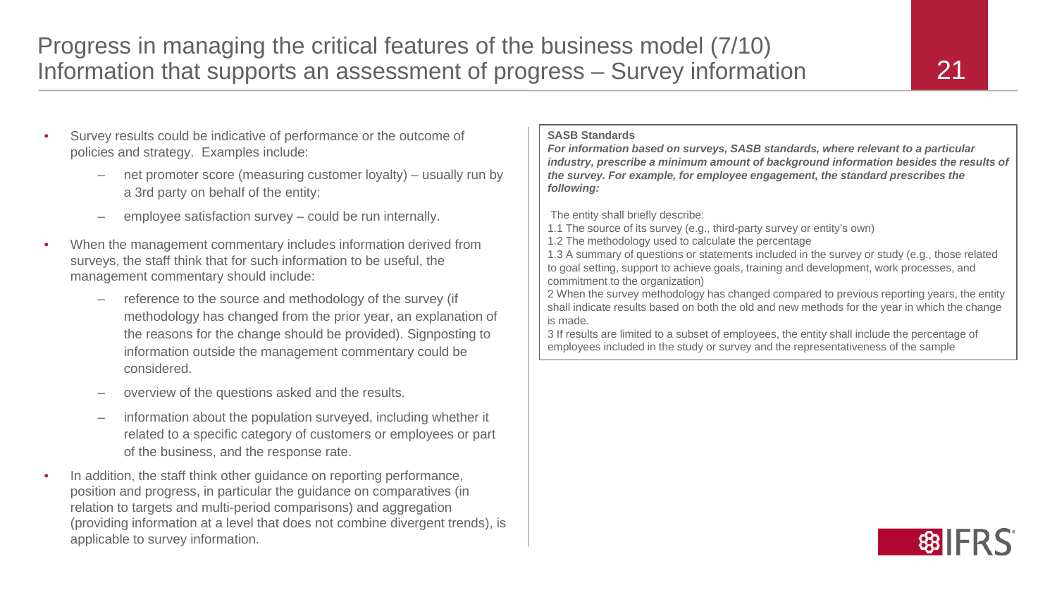# Progress in managing the critical features of the business model (7/10)
## Information that supports an assessment of progress – Survey information

- Survey results could be indicative of performance or the outcome of policies and strategy. Examples include:
  - net promoter score (measuring customer loyalty) – usually run by a 3rd party on behalf of the entity;
  - employee satisfaction survey – could be run internally.
- When the management commentary includes information derived from surveys, the staff think that for such information to be useful, the management commentary should include:
  - reference to the source and methodology of the survey (if methodology has changed from the prior year, an explanation of the reasons for the change should be provided). Signposting to information outside the management commentary could be considered.
  - overview of the questions asked and the results.
  - information about the population surveyed, including whether it related to a specific category of customers or employees or part of the business, and the response rate.
- In addition, the staff think other guidance on reporting performance, position and progress, in particular the guidance on comparatives (in relation to targets and multi-period comparisons) and aggregation (providing information at a level that does not combine divergent trends), is applicable to survey information.

**SASB Standards**

***For information based on surveys, SASB standards, where relevant to a particular industry, prescribe a minimum amount of background information besides the results of the survey. For example, for employee engagement, the standard prescribes the following:***

The entity shall briefly describe:

1.1 The source of its survey (e.g., third-party survey or entity's own)

1.2 The methodology used to calculate the percentage

1.3 A summary of questions or statements included in the survey or study (e.g., those related to goal setting, support to achieve goals, training and development, work processes, and commitment to the organization)

2 When the survey methodology has changed compared to previous reporting years, the entity shall indicate results based on both the old and new methods for the year in which the change is made.

3 If results are limited to a subset of employees, the entity shall include the percentage of employees included in the study or survey and the representativeness of the sample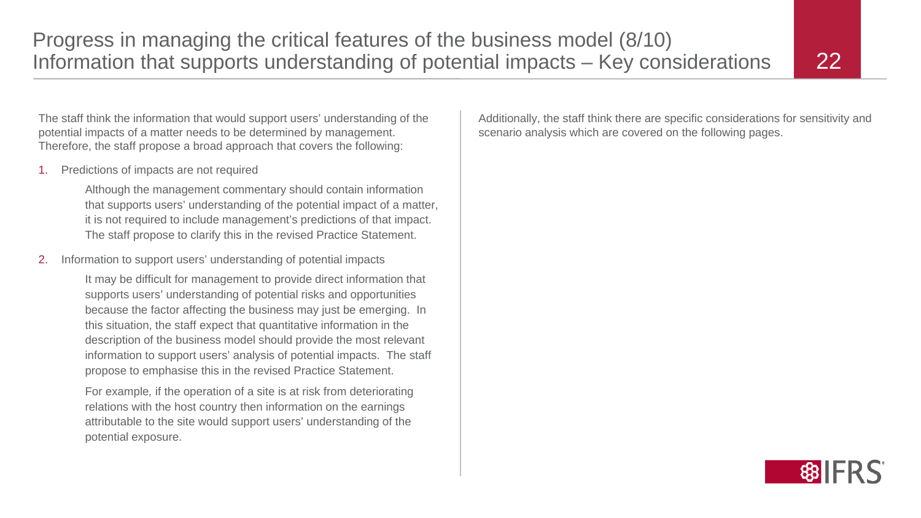# Progress in managing the critical features of the business model (8/10)
## Information that supports understanding of potential impacts – Key considerations

The staff think the information that would support users' understanding of the potential impacts of a matter needs to be determined by management. Therefore, the staff propose a broad approach that covers the following:

1. Predictions of impacts are not required

   Although the management commentary should contain information that supports users' understanding of the potential impact of a matter, it is not required to include management's predictions of that impact. The staff propose to clarify this in the revised Practice Statement.

2. Information to support users' understanding of potential impacts

   It may be difficult for management to provide direct information that supports users' understanding of potential risks and opportunities because the factor affecting the business may just be emerging. In this situation, the staff expect that quantitative information in the description of the business model should provide the most relevant information to support users' analysis of potential impacts. The staff propose to emphasise this in the revised Practice Statement.

   For example, if the operation of a site is at risk from deteriorating relations with the host country then information on the earnings attributable to the site would support users' understanding of the potential exposure.

Additionally, the staff think there are specific considerations for sensitivity and scenario analysis which are covered on the following pages.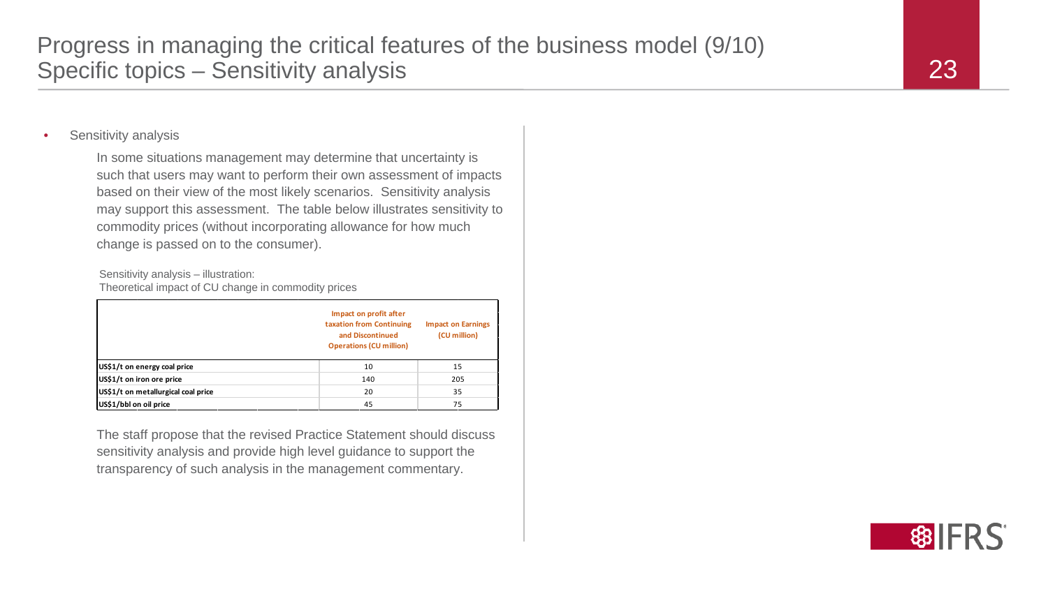# Progress in managing the critical features of the business model (9/10)
## Specific topics – Sensitivity analysis

- Sensitivity analysis

  In some situations management may determine that uncertainty is such that users may want to perform their own assessment of impacts based on their view of the most likely scenarios. Sensitivity analysis may support this assessment. The table below illustrates sensitivity to commodity prices (without incorporating allowance for how much change is passed on to the consumer).

  Sensitivity analysis – illustration:
  Theoretical impact of CU change in commodity prices

  | | Impact on profit after taxation from Continuing and Discontinued Operations (CU million) | Impact on Earnings (CU million) |
  |---|---|---|
  | **US$1/t on energy coal price** | 10 | 15 |
  | **US$1/t on iron ore price** | 140 | 205 |
  | **US$1/t on metallurgical coal price** | 20 | 35 |
  | **US$1/bbl on oil price** | 45 | 75 |

  The staff propose that the revised Practice Statement should discuss sensitivity analysis and provide high level guidance to support the transparency of such analysis in the management commentary.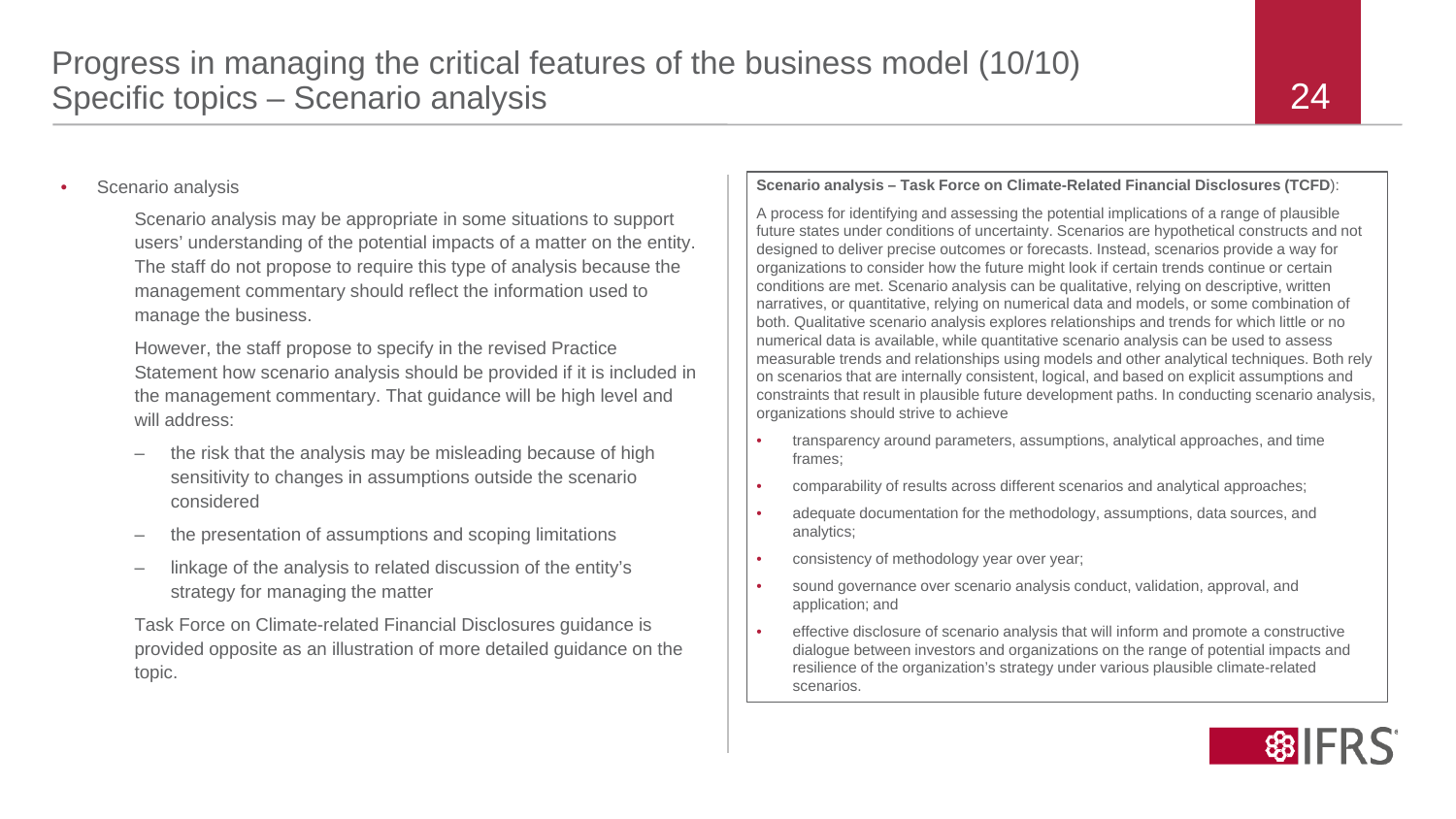# Progress in managing the critical features of the business model (10/10)
## Specific topics – Scenario analysis

- Scenario analysis

  Scenario analysis may be appropriate in some situations to support users' understanding of the potential impacts of a matter on the entity. The staff do not propose to require this type of analysis because the management commentary should reflect the information used to manage the business.

  However, the staff propose to specify in the revised Practice Statement how scenario analysis should be provided if it is included in the management commentary. That guidance will be high level and will address:

  – the risk that the analysis may be misleading because of high sensitivity to changes in assumptions outside the scenario considered

  – the presentation of assumptions and scoping limitations

  – linkage of the analysis to related discussion of the entity's strategy for managing the matter

  Task Force on Climate-related Financial Disclosures guidance is provided opposite as an illustration of more detailed guidance on the topic.

**Scenario analysis – Task Force on Climate-Related Financial Disclosures (TCFD)**:

A process for identifying and assessing the potential implications of a range of plausible future states under conditions of uncertainty. Scenarios are hypothetical constructs and not designed to deliver precise outcomes or forecasts. Instead, scenarios provide a way for organizations to consider how the future might look if certain trends continue or certain conditions are met. Scenario analysis can be qualitative, relying on descriptive, written narratives, or quantitative, relying on numerical data and models, or some combination of both. Qualitative scenario analysis explores relationships and trends for which little or no numerical data is available, while quantitative scenario analysis can be used to assess measurable trends and relationships using models and other analytical techniques. Both rely on scenarios that are internally consistent, logical, and based on explicit assumptions and constraints that result in plausible future development paths. In conducting scenario analysis, organizations should strive to achieve

- transparency around parameters, assumptions, analytical approaches, and time frames;
- comparability of results across different scenarios and analytical approaches;
- adequate documentation for the methodology, assumptions, data sources, and analytics;
- consistency of methodology year over year;
- sound governance over scenario analysis conduct, validation, approval, and application; and
- effective disclosure of scenario analysis that will inform and promote a constructive dialogue between investors and organizations on the range of potential impacts and resilience of the organization's strategy under various plausible climate-related scenarios.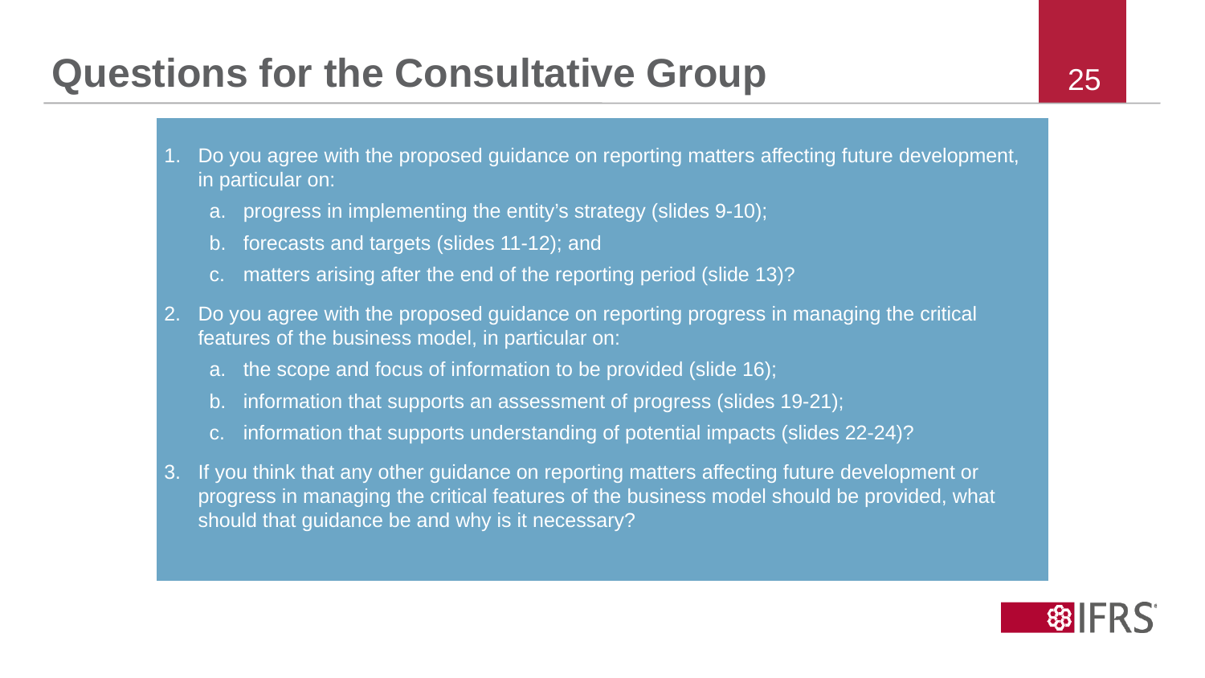# Questions for the Consultative Group

1. Do you agree with the proposed guidance on reporting matters affecting future development, in particular on:
   a. progress in implementing the entity's strategy (slides 9-10);
   b. forecasts and targets (slides 11-12); and
   c. matters arising after the end of the reporting period (slide 13)?
2. Do you agree with the proposed guidance on reporting progress in managing the critical features of the business model, in particular on:
   a. the scope and focus of information to be provided (slide 16);
   b. information that supports an assessment of progress (slides 19-21);
   c. information that supports understanding of potential impacts (slides 22-24)?
3. If you think that any other guidance on reporting matters affecting future development or progress in managing the critical features of the business model should be provided, what should that guidance be and why is it necessary?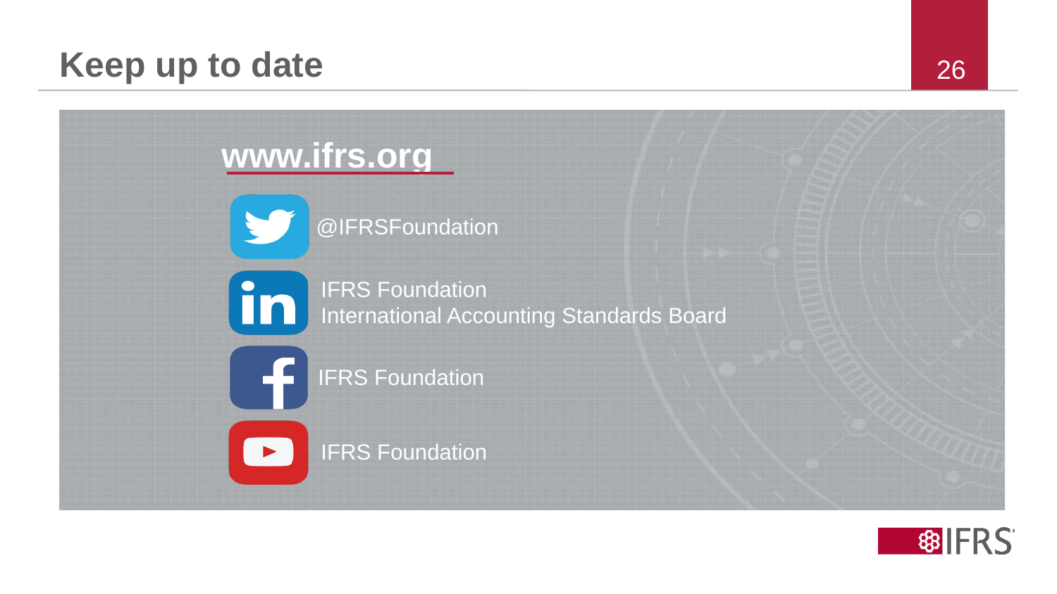# Keep up to date

**www.ifrs.org**

@IFRSFoundation

IFRS Foundation
International Accounting Standards Board

IFRS Foundation

IFRS Foundation